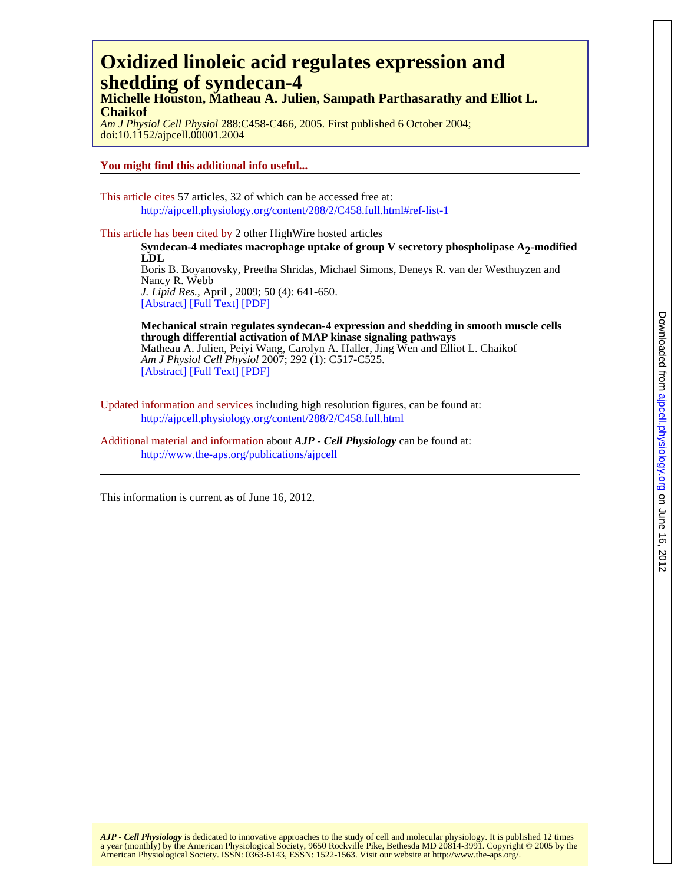# Oxidized linoleic acid regulates expression and shedding of syndecan-4

**Michelle Houston, Matheau A. Julien, Sampath Parthasarathy and Elliot L. Chaikof**

*Am J Physiol Cell Physiol* 288:C458-C466, 2005. First published 6 October 2004; doi:10.1152/ajpcell.00001.2004

**You might find this additional info useful...**

This article cites 57 articles, 32 of which can be accessed free at:
http://ajpcell.physiology.org/content/288/2/C458.full.html#ref-list-1

This article has been cited by 2 other HighWire hosted articles

**Syndecan-4 mediates macrophage uptake of group V secretory phospholipase $A_2$-modified LDL**
Boris B. Boyanovsky, Preetha Shridas, Michael Simons, Deneys R. van der Westhuyzen and Nancy R. Webb
*J. Lipid Res.*, April , 2009; 50 (4): 641-650.
[Abstract] [Full Text] [PDF]

**Mechanical strain regulates syndecan-4 expression and shedding in smooth muscle cells through differential activation of MAP kinase signaling pathways**
Matheau A. Julien, Peiyi Wang, Carolyn A. Haller, Jing Wen and Elliot L. Chaikof
*Am J Physiol Cell Physiol* 2007; 292 (1): C517-C525.
[Abstract] [Full Text] [PDF]

Updated information and services including high resolution figures, can be found at:
http://ajpcell.physiology.org/content/288/2/C458.full.html

Additional material and information about ***AJP - Cell Physiology*** can be found at:
http://www.the-aps.org/publications/ajpcell

This information is current as of June 16, 2012.

***AJP - Cell Physiology*** is dedicated to innovative approaches to the study of cell and molecular physiology. It is published 12 times a year (monthly) by the American Physiological Society, 9650 Rockville Pike, Bethesda MD 20814-3991. Copyright © 2005 by the American Physiological Society. ISSN: 0363-6143, ESSN: 1522-1563. Visit our website at http://www.the-aps.org/.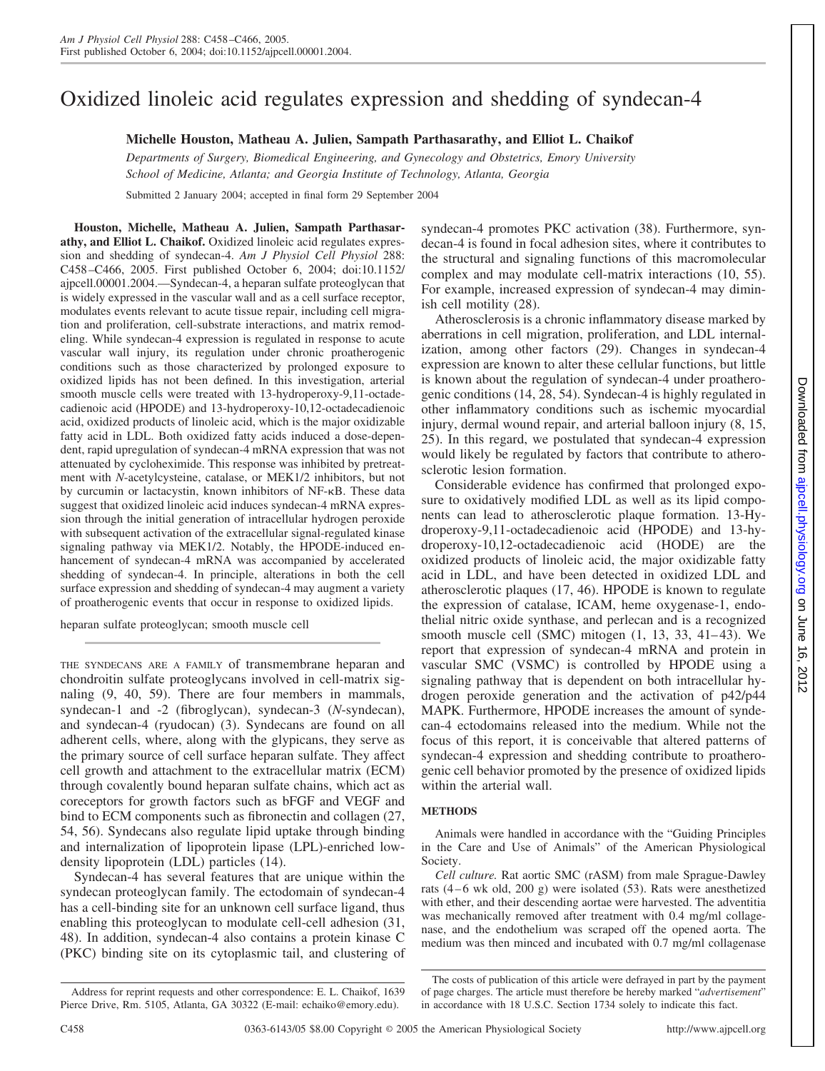# Oxidized linoleic acid regulates expression and shedding of syndecan-4

**Michelle Houston, Matheau A. Julien, Sampath Parthasarathy, and Elliot L. Chaikof**

*Departments of Surgery, Biomedical Engineering, and Gynecology and Obstetrics, Emory University School of Medicine, Atlanta; and Georgia Institute of Technology, Atlanta, Georgia*

Submitted 2 January 2004; accepted in final form 29 September 2004

**Houston, Michelle, Matheau A. Julien, Sampath Parthasarathy, and Elliot L. Chaikof.** Oxidized linoleic acid regulates expression and shedding of syndecan-4. *Am J Physiol Cell Physiol* 288: C458–C466, 2005. First published October 6, 2004; doi:10.1152/ajpcell.00001.2004.—Syndecan-4, a heparan sulfate proteoglycan that is widely expressed in the vascular wall and as a cell surface receptor, modulates events relevant to acute tissue repair, including cell migration and proliferation, cell-substrate interactions, and matrix remodeling. While syndecan-4 expression is regulated in response to acute vascular wall injury, its regulation under chronic proatherogenic conditions such as those characterized by prolonged exposure to oxidized lipids has not been defined. In this investigation, arterial smooth muscle cells were treated with 13-hydroperoxy-9,11-octadecadienoic acid (HPODE) and 13-hydroperoxy-10,12-octadecadienoic acid, oxidized products of linoleic acid, which is the major oxidizable fatty acid in LDL. Both oxidized fatty acids induced a dose-dependent, rapid upregulation of syndecan-4 mRNA expression that was not attenuated by cycloheximide. This response was inhibited by pretreatment with *N*-acetylcysteine, catalase, or MEK1/2 inhibitors, but not by curcumin or lactacystin, known inhibitors of NF-κB. These data suggest that oxidized linoleic acid induces syndecan-4 mRNA expression through the initial generation of intracellular hydrogen peroxide with subsequent activation of the extracellular signal-regulated kinase signaling pathway via MEK1/2. Notably, the HPODE-induced enhancement of syndecan-4 mRNA was accompanied by accelerated shedding of syndecan-4. In principle, alterations in both the cell surface expression and shedding of syndecan-4 may augment a variety of proatherogenic events that occur in response to oxidized lipids.

heparan sulfate proteoglycan; smooth muscle cell

THE SYNDECANS ARE A FAMILY of transmembrane heparan and chondroitin sulfate proteoglycans involved in cell-matrix signaling (9, 40, 59). There are four members in mammals, syndecan-1 and -2 (fibroglycan), syndecan-3 (*N*-syndecan), and syndecan-4 (ryudocan) (3). Syndecans are found on all adherent cells, where, along with the glypicans, they serve as the primary source of cell surface heparan sulfate. They affect cell growth and attachment to the extracellular matrix (ECM) through covalently bound heparan sulfate chains, which act as coreceptors for growth factors such as bFGF and VEGF and bind to ECM components such as fibronectin and collagen (27, 54, 56). Syndecans also regulate lipid uptake through binding and internalization of lipoprotein lipase (LPL)-enriched low-density lipoprotein (LDL) particles (14).

Syndecan-4 has several features that are unique within the syndecan proteoglycan family. The ectodomain of syndecan-4 has a cell-binding site for an unknown cell surface ligand, thus enabling this proteoglycan to modulate cell-cell adhesion (31, 48). In addition, syndecan-4 also contains a protein kinase C (PKC) binding site on its cytoplasmic tail, and clustering of syndecan-4 promotes PKC activation (38). Furthermore, syndecan-4 is found in focal adhesion sites, where it contributes to the structural and signaling functions of this macromolecular complex and may modulate cell-matrix interactions (10, 55). For example, increased expression of syndecan-4 may diminish cell motility (28).

Atherosclerosis is a chronic inflammatory disease marked by aberrations in cell migration, proliferation, and LDL internalization, among other factors (29). Changes in syndecan-4 expression are known to alter these cellular functions, but little is known about the regulation of syndecan-4 under proatherogenic conditions (14, 28, 54). Syndecan-4 is highly regulated in other inflammatory conditions such as ischemic myocardial injury, dermal wound repair, and arterial balloon injury (8, 15, 25). In this regard, we postulated that syndecan-4 expression would likely be regulated by factors that contribute to atherosclerotic lesion formation.

Considerable evidence has confirmed that prolonged exposure to oxidatively modified LDL as well as its lipid components can lead to atherosclerotic plaque formation. 13-Hydroperoxy-9,11-octadecadienoic acid (HPODE) and 13-hydroperoxy-10,12-octadecadienoic acid (HODE) are the oxidized products of linoleic acid, the major oxidizable fatty acid in LDL, and have been detected in oxidized LDL and atherosclerotic plaques (17, 46). HPODE is known to regulate the expression of catalase, ICAM, heme oxygenase-1, endothelial nitric oxide synthase, and perlecan and is a recognized smooth muscle cell (SMC) mitogen (1, 13, 33, 41–43). We report that expression of syndecan-4 mRNA and protein in vascular SMC (VSMC) is controlled by HPODE using a signaling pathway that is dependent on both intracellular hydrogen peroxide generation and the activation of p42/p44 MAPK. Furthermore, HPODE increases the amount of syndecan-4 ectodomains released into the medium. While not the focus of this report, it is conceivable that altered patterns of syndecan-4 expression and shedding contribute to proatherogenic cell behavior promoted by the presence of oxidized lipids within the arterial wall.

## METHODS

Animals were handled in accordance with the "Guiding Principles in the Care and Use of Animals" of the American Physiological Society.

*Cell culture.* Rat aortic SMC (rASM) from male Sprague-Dawley rats (4–6 wk old, 200 g) were isolated (53). Rats were anesthetized with ether, and their descending aortae were harvested. The adventitia was mechanically removed after treatment with 0.4 mg/ml collagenase, and the endothelium was scraped off the opened aorta. The medium was then minced and incubated with 0.7 mg/ml collagenase

Address for reprint requests and other correspondence: E. L. Chaikof, 1639 Pierce Drive, Rm. 5105, Atlanta, GA 30322 (E-mail: echaiko@emory.edu).

The costs of publication of this article were defrayed in part by the payment of page charges. The article must therefore be hereby marked "*advertisement*" in accordance with 18 U.S.C. Section 1734 solely to indicate this fact.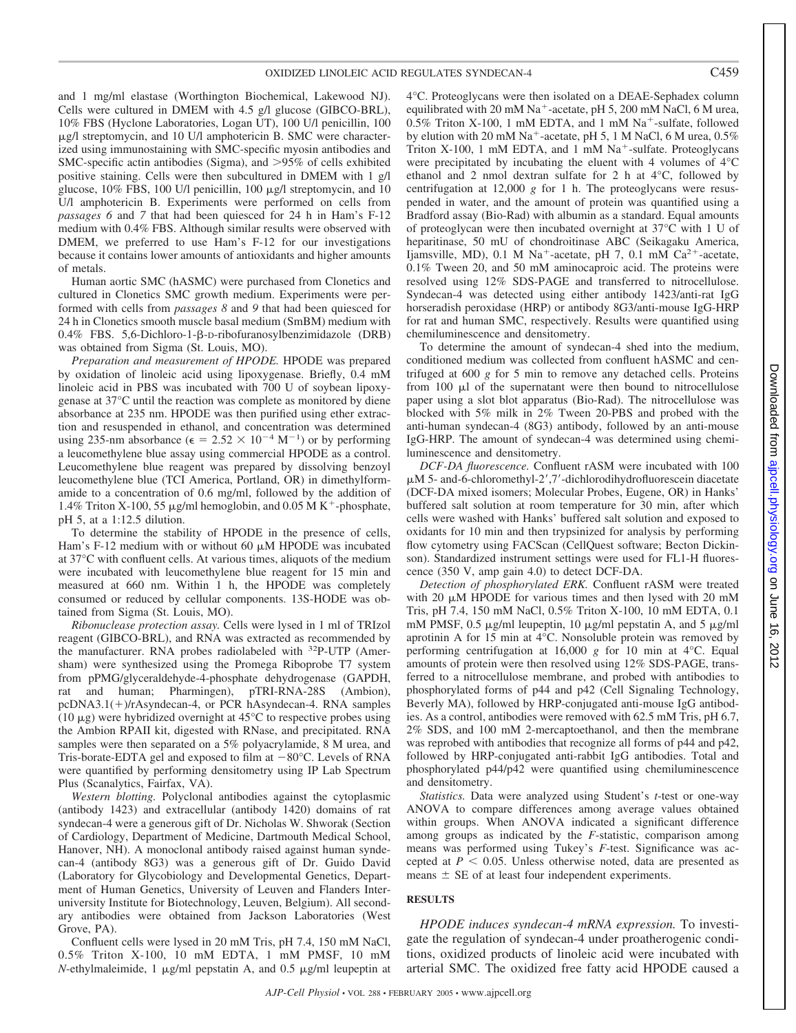and 1 mg/ml elastase (Worthington Biochemical, Lakewood NJ). Cells were cultured in DMEM with 4.5 g/l glucose (GIBCO-BRL), 10% FBS (Hyclone Laboratories, Logan UT), 100 U/l penicillin, 100 μg/l streptomycin, and 10 U/l amphotericin B. SMC were characterized using immunostaining with SMC-specific myosin antibodies and SMC-specific actin antibodies (Sigma), and >95% of cells exhibited positive staining. Cells were then subcultured in DMEM with 1 g/l glucose, 10% FBS, 100 U/l penicillin, 100 μg/l streptomycin, and 10 U/l amphotericin B. Experiments were performed on cells from *passages 6* and *7* that had been quiesced for 24 h in Ham's F-12 medium with 0.4% FBS. Although similar results were observed with DMEM, we preferred to use Ham's F-12 for our investigations because it contains lower amounts of antioxidants and higher amounts of metals.

Human aortic SMC (hASMC) were purchased from Clonetics and cultured in Clonetics SMC growth medium. Experiments were performed with cells from *passages 8* and *9* that had been quiesced for 24 h in Clonetics smooth muscle basal medium (SmBM) medium with 0.4% FBS. 5,6-Dichloro-1-β-D-ribofuranosylbenzimidazole (DRB) was obtained from Sigma (St. Louis, MO).

*Preparation and measurement of HPODE.* HPODE was prepared by oxidation of linoleic acid using lipoxygenase. Briefly, 0.4 mM linoleic acid in PBS was incubated with 700 U of soybean lipoxygenase at 37°C until the reaction was complete as monitored by diene absorbance at 235 nm. HPODE was then purified using ether extraction and resuspended in ethanol, and concentration was determined using 235-nm absorbance ($\epsilon = 2.52 \times 10^{-4}\ M^{-1}$) or by performing a leucomethylene blue assay using commercial HPODE as a control. Leucomethylene blue reagent was prepared by dissolving benzoyl leucomethylene blue (TCI America, Portland, OR) in dimethylformamide to a concentration of 0.6 mg/ml, followed by the addition of 1.4% Triton X-100, 55 μg/ml hemoglobin, and 0.05 M $K^+$-phosphate, pH 5, at a 1:12.5 dilution.

To determine the stability of HPODE in the presence of cells, Ham's F-12 medium with or without 60 μM HPODE was incubated at 37°C with confluent cells. At various times, aliquots of the medium were incubated with leucomethylene blue reagent for 15 min and measured at 660 nm. Within 1 h, the HPODE was completely consumed or reduced by cellular components. 13S-HODE was obtained from Sigma (St. Louis, MO).

*Ribonuclease protection assay.* Cells were lysed in 1 ml of TRIzol reagent (GIBCO-BRL), and RNA was extracted as recommended by the manufacturer. RNA probes radiolabeled with $^{32}$P-UTP (Amersham) were synthesized using the Promega Riboprobe T7 system from pPMG/glyceraldehyde-4-phosphate dehydrogenase (GAPDH, rat and human; Pharmingen), pTRI-RNA-28S (Ambion), pcDNA3.1(+)/rAsyndecan-4, or PCR hAsyndecan-4. RNA samples (10 μg) were hybridized overnight at 45°C to respective probes using the Ambion RPAII kit, digested with RNase, and precipitated. RNA samples were then separated on a 5% polyacrylamide, 8 M urea, and Tris-borate-EDTA gel and exposed to film at −80°C. Levels of RNA were quantified by performing densitometry using IP Lab Spectrum Plus (Scanalytics, Fairfax, VA).

*Western blotting.* Polyclonal antibodies against the cytoplasmic (antibody 1423) and extracellular (antibody 1420) domains of rat syndecan-4 were a generous gift of Dr. Nicholas W. Shworak (Section of Cardiology, Department of Medicine, Dartmouth Medical School, Hanover, NH). A monoclonal antibody raised against human syndecan-4 (antibody 8G3) was a generous gift of Dr. Guido David (Laboratory for Glycobiology and Developmental Genetics, Department of Human Genetics, University of Leuven and Flanders Interuniversity Institute for Biotechnology, Leuven, Belgium). All secondary antibodies were obtained from Jackson Laboratories (West Grove, PA).

Confluent cells were lysed in 20 mM Tris, pH 7.4, 150 mM NaCl, 0.5% Triton X-100, 10 mM EDTA, 1 mM PMSF, 10 mM *N*-ethylmaleimide, 1 μg/ml pepstatin A, and 0.5 μg/ml leupeptin at 4°C. Proteoglycans were then isolated on a DEAE-Sephadex column equilibrated with 20 mM $Na^+$-acetate, pH 5, 200 mM NaCl, 6 M urea, 0.5% Triton X-100, 1 mM EDTA, and 1 mM $Na^+$-sulfate, followed by elution with 20 mM $Na^+$-acetate, pH 5, 1 M NaCl, 6 M urea, 0.5% Triton X-100, 1 mM EDTA, and 1 mM $Na^+$-sulfate. Proteoglycans were precipitated by incubating the eluent with 4 volumes of 4°C ethanol and 2 nmol dextran sulfate for 2 h at 4°C, followed by centrifugation at 12,000 *g* for 1 h. The proteoglycans were resuspended in water, and the amount of protein was quantified using a Bradford assay (Bio-Rad) with albumin as a standard. Equal amounts of proteoglycan were then incubated overnight at 37°C with 1 U of heparitinase, 50 mU of chondroitinase ABC (Seikagaku America, Ijamsville, MD), 0.1 M $Na^+$-acetate, pH 7, 0.1 mM $Ca^{2+}$-acetate, 0.1% Tween 20, and 50 mM aminocaproic acid. The proteins were resolved using 12% SDS-PAGE and transferred to nitrocellulose. Syndecan-4 was detected using either antibody 1423/anti-rat IgG horseradish peroxidase (HRP) or antibody 8G3/anti-mouse IgG-HRP for rat and human SMC, respectively. Results were quantified using chemiluminescence and densitometry.

To determine the amount of syndecan-4 shed into the medium, conditioned medium was collected from confluent hASMC and centrifuged at 600 *g* for 5 min to remove any detached cells. Proteins from 100 μl of the supernatant were then bound to nitrocellulose paper using a slot blot apparatus (Bio-Rad). The nitrocellulose was blocked with 5% milk in 2% Tween 20-PBS and probed with the anti-human syndecan-4 (8G3) antibody, followed by an anti-mouse IgG-HRP. The amount of syndecan-4 was determined using chemiluminescence and densitometry.

*DCF-DA fluorescence.* Confluent rASM were incubated with 100 μM 5- and-6-chloromethyl-2′,7′-dichlorodihydrofluorescein diacetate (DCF-DA mixed isomers; Molecular Probes, Eugene, OR) in Hanks' buffered salt solution at room temperature for 30 min, after which cells were washed with Hanks' buffered salt solution and exposed to oxidants for 10 min and then trypsinized for analysis by performing flow cytometry using FACScan (CellQuest software; Becton Dickinson). Standardized instrument settings were used for FL1-H fluorescence (350 V, amp gain 4.0) to detect DCF-DA.

*Detection of phosphorylated ERK.* Confluent rASM were treated with 20 μM HPODE for various times and then lysed with 20 mM Tris, pH 7.4, 150 mM NaCl, 0.5% Triton X-100, 10 mM EDTA, 0.1 mM PMSF, 0.5 μg/ml leupeptin, 10 μg/ml pepstatin A, and 5 μg/ml aprotinin A for 15 min at 4°C. Nonsoluble protein was removed by performing centrifugation at 16,000 *g* for 10 min at 4°C. Equal amounts of protein were then resolved using 12% SDS-PAGE, transferred to a nitrocellulose membrane, and probed with antibodies to phosphorylated forms of p44 and p42 (Cell Signaling Technology, Beverly MA), followed by HRP-conjugated anti-mouse IgG antibodies. As a control, antibodies were removed with 62.5 mM Tris, pH 6.7, 2% SDS, and 100 mM 2-mercaptoethanol, and then the membrane was reprobed with antibodies that recognize all forms of p44 and p42, followed by HRP-conjugated anti-rabbit IgG antibodies. Total and phosphorylated p44/p42 were quantified using chemiluminescence and densitometry.

*Statistics.* Data were analyzed using Student's *t*-test or one-way ANOVA to compare differences among average values obtained within groups. When ANOVA indicated a significant difference among groups as indicated by the *F*-statistic, comparison among means was performed using Tukey's *F*-test. Significance was accepted at $P < 0.05$. Unless otherwise noted, data are presented as means ± SE of at least four independent experiments.

## RESULTS

*HPODE induces syndecan-4 mRNA expression.* To investigate the regulation of syndecan-4 under proatherogenic conditions, oxidized products of linoleic acid were incubated with arterial SMC. The oxidized free fatty acid HPODE caused a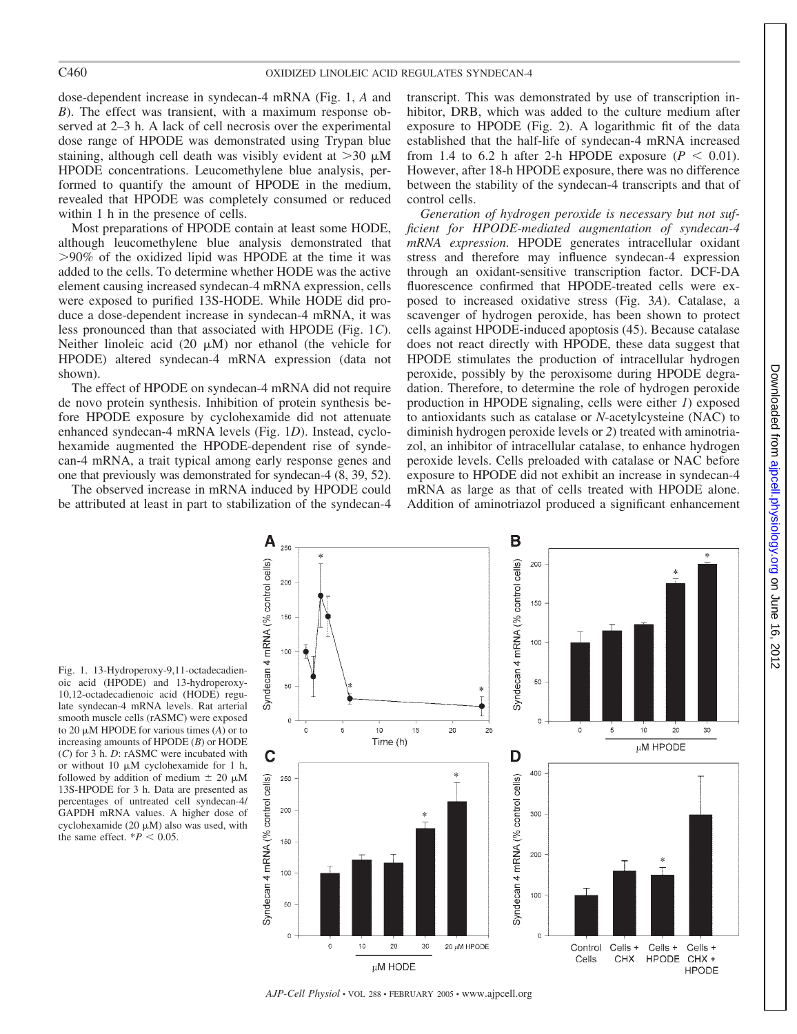dose-dependent increase in syndecan-4 mRNA (Fig. 1, *A* and *B*). The effect was transient, with a maximum response observed at 2–3 h. A lack of cell necrosis over the experimental dose range of HPODE was demonstrated using Trypan blue staining, although cell death was visibly evident at >30 μM HPODE concentrations. Leucomethylene blue analysis, performed to quantify the amount of HPODE in the medium, revealed that HPODE was completely consumed or reduced within 1 h in the presence of cells.

Most preparations of HPODE contain at least some HODE, although leucomethylene blue analysis demonstrated that >90% of the oxidized lipid was HPODE at the time it was added to the cells. To determine whether HODE was the active element causing increased syndecan-4 mRNA expression, cells were exposed to purified 13S-HODE. While HODE did produce a dose-dependent increase in syndecan-4 mRNA, it was less pronounced than that associated with HPODE (Fig. 1*C*). Neither linoleic acid (20 μM) nor ethanol (the vehicle for HPODE) altered syndecan-4 mRNA expression (data not shown).

The effect of HPODE on syndecan-4 mRNA did not require de novo protein synthesis. Inhibition of protein synthesis before HPODE exposure by cyclohexamide did not attenuate enhanced syndecan-4 mRNA levels (Fig. 1*D*). Instead, cyclohexamide augmented the HPODE-dependent rise of syndecan-4 mRNA, a trait typical among early response genes and one that previously was demonstrated for syndecan-4 (8, 39, 52).

The observed increase in mRNA induced by HPODE could be attributed at least in part to stabilization of the syndecan-4 transcript. This was demonstrated by use of transcription inhibitor, DRB, which was added to the culture medium after exposure to HPODE (Fig. 2). A logarithmic fit of the data established that the half-life of syndecan-4 mRNA increased from 1.4 to 6.2 h after 2-h HPODE exposure ($P < 0.01$). However, after 18-h HPODE exposure, there was no difference between the stability of the syndecan-4 transcripts and that of control cells.

*Generation of hydrogen peroxide is necessary but not sufficient for HPODE-mediated augmentation of syndecan-4 mRNA expression.* HPODE generates intracellular oxidant stress and therefore may influence syndecan-4 expression through an oxidant-sensitive transcription factor. DCF-DA fluorescence confirmed that HPODE-treated cells were exposed to increased oxidative stress (Fig. 3*A*). Catalase, a scavenger of hydrogen peroxide, has been shown to protect cells against HPODE-induced apoptosis (45). Because catalase does not react directly with HPODE, these data suggest that HPODE stimulates the production of intracellular hydrogen peroxide, possibly by the peroxisome during HPODE degradation. Therefore, to determine the role of hydrogen peroxide production in HPODE signaling, cells were either *1*) exposed to antioxidants such as catalase or *N*-acetylcysteine (NAC) to diminish hydrogen peroxide levels or *2*) treated with aminotriazol, an inhibitor of intracellular catalase, to enhance hydrogen peroxide levels. Cells preloaded with catalase or NAC before exposure to HPODE did not exhibit an increase in syndecan-4 mRNA as large as that of cells treated with HPODE alone. Addition of aminotriazol produced a significant enhancement

Fig. 1. 13-Hydroperoxy-9,11-octadecadienoic acid (HPODE) and 13-hydroperoxy-10,12-octadecadienoic acid (HODE) regulate syndecan-4 mRNA levels. Rat arterial smooth muscle cells (rASMC) were exposed to 20 μM HPODE for various times (*A*) or to increasing amounts of HPODE (*B*) or HODE (*C*) for 3 h. *D*: rASMC were incubated with or without 10 μM cyclohexamide for 1 h, followed by addition of medium ± 20 μM 13S-HPODE for 3 h. Data are presented as percentages of untreated cell syndecan-4/GAPDH mRNA values. A higher dose of cyclohexamide (20 μM) also was used, with the same effect. *$P < 0.05$.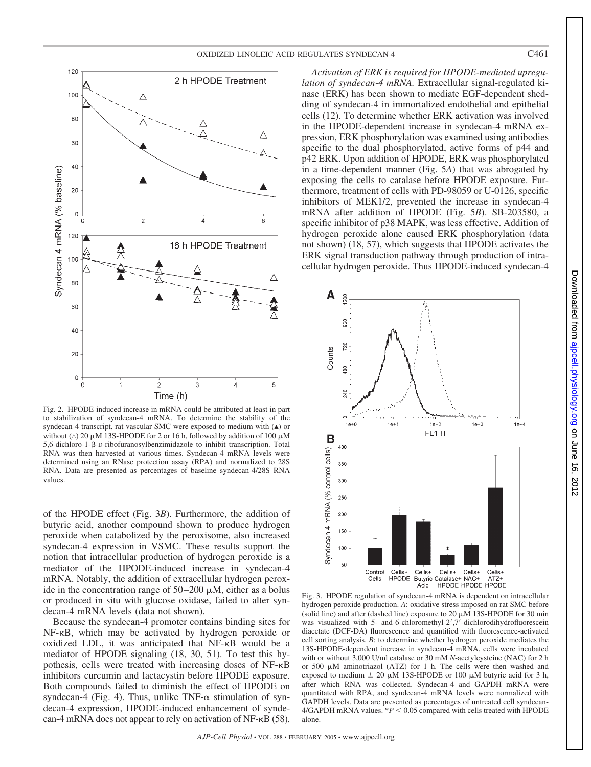Fig. 2. HPODE-induced increase in mRNA could be attributed at least in part to stabilization of syndecan-4 mRNA. To determine the stability of the syndecan-4 transcript, rat vascular SMC were exposed to medium with (▲) or without (△) 20 μM 13S-HPODE for 2 or 16 h, followed by addition of 100 μM 5,6-dichloro-1-β-D-ribofuranosylbenzimidazole to inhibit transcription. Total RNA was then harvested at various times. Syndecan-4 mRNA levels were determined using an RNase protection assay (RPA) and normalized to 28S RNA. Data are presented as percentages of baseline syndecan-4/28S RNA values.

of the HPODE effect (Fig. 3*B*). Furthermore, the addition of butyric acid, another compound shown to produce hydrogen peroxide when catabolized by the peroxisome, also increased syndecan-4 expression in VSMC. These results support the notion that intracellular production of hydrogen peroxide is a mediator of the HPODE-induced increase in syndecan-4 mRNA. Notably, the addition of extracellular hydrogen peroxide in the concentration range of 50–200 μM, either as a bolus or produced in situ with glucose oxidase, failed to alter syndecan-4 mRNA levels (data not shown).

Because the syndecan-4 promoter contains binding sites for NF-κB, which may be activated by hydrogen peroxide or oxidized LDL, it was anticipated that NF-κB would be a mediator of HPODE signaling (18, 30, 51). To test this hypothesis, cells were treated with increasing doses of NF-κB inhibitors curcumin and lactacystin before HPODE exposure. Both compounds failed to diminish the effect of HPODE on syndecan-4 (Fig. 4). Thus, unlike TNF-α stimulation of syndecan-4 expression, HPODE-induced enhancement of syndecan-4 mRNA does not appear to rely on activation of NF-κB (58).

*Activation of ERK is required for HPODE-mediated upregulation of syndecan-4 mRNA.* Extracellular signal-regulated kinase (ERK) has been shown to mediate EGF-dependent shedding of syndecan-4 in immortalized endothelial and epithelial cells (12). To determine whether ERK activation was involved in the HPODE-dependent increase in syndecan-4 mRNA expression, ERK phosphorylation was examined using antibodies specific to the dual phosphorylated, active forms of p44 and p42 ERK. Upon addition of HPODE, ERK was phosphorylated in a time-dependent manner (Fig. 5*A*) that was abrogated by exposing the cells to catalase before HPODE exposure. Furthermore, treatment of cells with PD-98059 or U-0126, specific inhibitors of MEK1/2, prevented the increase in syndecan-4 mRNA after addition of HPODE (Fig. 5*B*). SB-203580, a specific inhibitor of p38 MAPK, was less effective. Addition of hydrogen peroxide alone caused ERK phosphorylation (data not shown) (18, 57), which suggests that HPODE activates the ERK signal transduction pathway through production of intracellular hydrogen peroxide. Thus HPODE-induced syndecan-4

Fig. 3. HPODE regulation of syndecan-4 mRNA is dependent on intracellular hydrogen peroxide production. *A*: oxidative stress imposed on rat SMC before (solid line) and after (dashed line) exposure to 20 μM 13S-HPODE for 30 min was visualized with 5- and-6-chloromethyl-2′,7′-dichlorodihydrofluorescein diacetate (DCF-DA) fluorescence and quantified with fluorescence-activated cell sorting analysis. *B*: to determine whether hydrogen peroxide mediates the 13S-HPODE-dependent increase in syndecan-4 mRNA, cells were incubated with or without 3,000 U/ml catalase or 30 mM *N*-acetylcysteine (NAC) for 2 h or 500 μM aminotriazol (ATZ) for 1 h. The cells were then washed and exposed to medium ± 20 μM 13S-HPODE or 100 μM butyric acid for 3 h, after which RNA was collected. Syndecan-4 and GAPDH mRNA were quantitated with RPA, and syndecan-4 mRNA levels were normalized with GAPDH levels. Data are presented as percentages of untreated cell syndecan-4/GAPDH mRNA values. *$P < 0.05$ compared with cells treated with HPODE alone.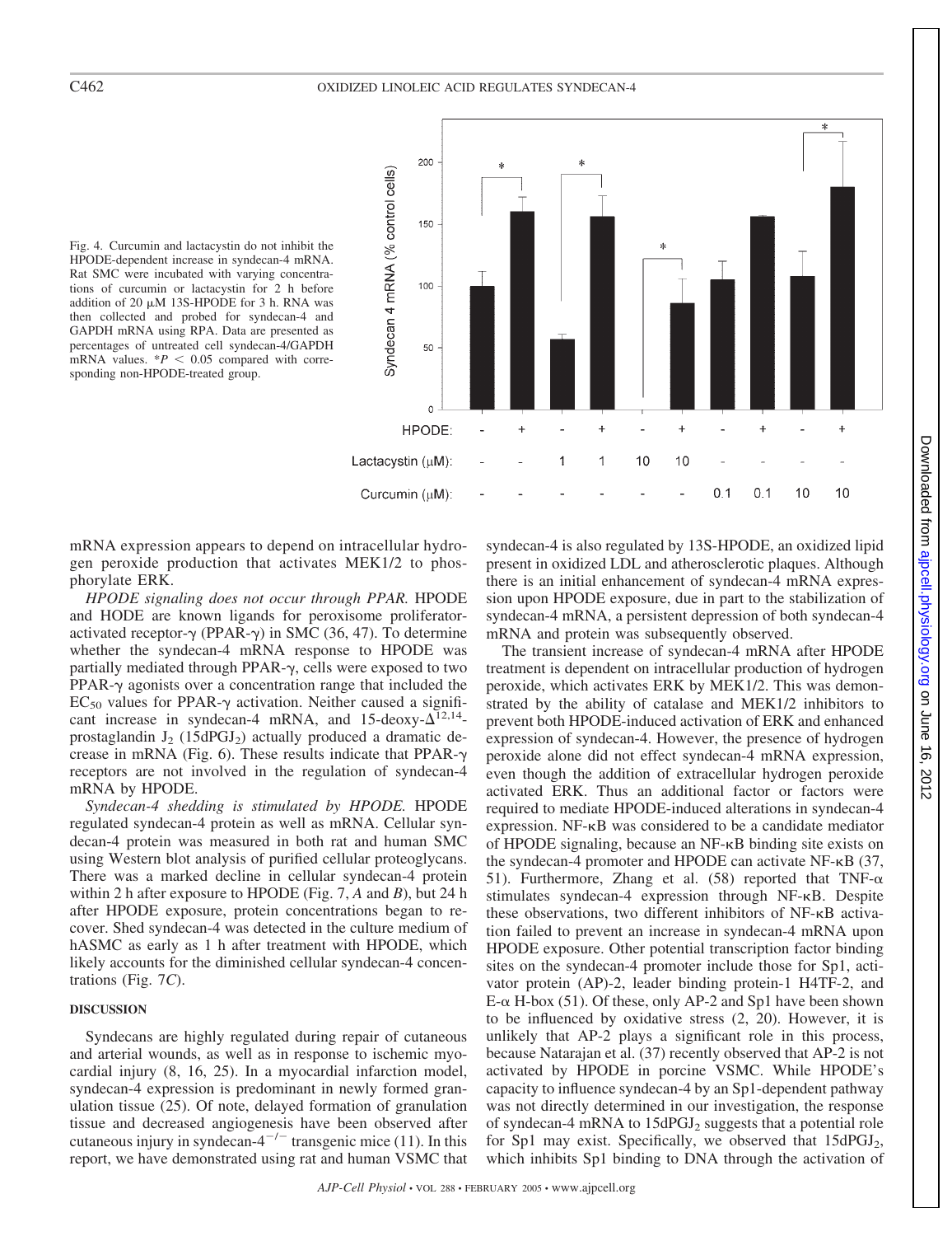Fig. 4. Curcumin and lactacystin do not inhibit the HPODE-dependent increase in syndecan-4 mRNA. Rat SMC were incubated with varying concentrations of curcumin or lactacystin for 2 h before addition of 20 μM 13S-HPODE for 3 h. RNA was then collected and probed for syndecan-4 and GAPDH mRNA using RPA. Data are presented as percentages of untreated cell syndecan-4/GAPDH mRNA values. $^{*}P < 0.05$ compared with corresponding non-HPODE-treated group.

mRNA expression appears to depend on intracellular hydrogen peroxide production that activates MEK1/2 to phosphorylate ERK.

*HPODE signaling does not occur through PPAR.* HPODE and HODE are known ligands for peroxisome proliferator-activated receptor-γ (PPAR-γ) in SMC (36, 47). To determine whether the syndecan-4 mRNA response to HPODE was partially mediated through PPAR-γ, cells were exposed to two PPAR-γ agonists over a concentration range that included the $EC_{50}$ values for PPAR-γ activation. Neither caused a significant increase in syndecan-4 mRNA, and 15-deoxy-$\Delta^{12,14}$-prostaglandin $J_2$ ($15dPGJ_2$) actually produced a dramatic decrease in mRNA (Fig. 6). These results indicate that PPAR-γ receptors are not involved in the regulation of syndecan-4 mRNA by HPODE.

*Syndecan-4 shedding is stimulated by HPODE.* HPODE regulated syndecan-4 protein as well as mRNA. Cellular syndecan-4 protein was measured in both rat and human SMC using Western blot analysis of purified cellular proteoglycans. There was a marked decline in cellular syndecan-4 protein within 2 h after exposure to HPODE (Fig. 7, *A* and *B*), but 24 h after HPODE exposure, protein concentrations began to recover. Shed syndecan-4 was detected in the culture medium of hASMC as early as 1 h after treatment with HPODE, which likely accounts for the diminished cellular syndecan-4 concentrations (Fig. 7*C*).

## DISCUSSION

Syndecans are highly regulated during repair of cutaneous and arterial wounds, as well as in response to ischemic myocardial injury (8, 16, 25). In a myocardial infarction model, syndecan-4 expression is predominant in newly formed granulation tissue (25). Of note, delayed formation of granulation tissue and decreased angiogenesis have been observed after cutaneous injury in syndecan-$4^{-/-}$ transgenic mice (11). In this report, we have demonstrated using rat and human VSMC that syndecan-4 is also regulated by 13S-HPODE, an oxidized lipid present in oxidized LDL and atherosclerotic plaques. Although there is an initial enhancement of syndecan-4 mRNA expression upon HPODE exposure, due in part to the stabilization of syndecan-4 mRNA, a persistent depression of both syndecan-4 mRNA and protein was subsequently observed.

The transient increase of syndecan-4 mRNA after HPODE treatment is dependent on intracellular production of hydrogen peroxide, which activates ERK by MEK1/2. This was demonstrated by the ability of catalase and MEK1/2 inhibitors to prevent both HPODE-induced activation of ERK and enhanced expression of syndecan-4. However, the presence of hydrogen peroxide alone did not effect syndecan-4 mRNA expression, even though the addition of extracellular hydrogen peroxide activated ERK. Thus an additional factor or factors were required to mediate HPODE-induced alterations in syndecan-4 expression. NF-κB was considered to be a candidate mediator of HPODE signaling, because an NF-κB binding site exists on the syndecan-4 promoter and HPODE can activate NF-κB (37, 51). Furthermore, Zhang et al. (58) reported that TNF-α stimulates syndecan-4 expression through NF-κB. Despite these observations, two different inhibitors of NF-κB activation failed to prevent an increase in syndecan-4 mRNA upon HPODE exposure. Other potential transcription factor binding sites on the syndecan-4 promoter include those for Sp1, activator protein (AP)-2, leader binding protein-1 H4TF-2, and E-α H-box (51). Of these, only AP-2 and Sp1 have been shown to be influenced by oxidative stress (2, 20). However, it is unlikely that AP-2 plays a significant role in this process, because Natarajan et al. (37) recently observed that AP-2 is not activated by HPODE in porcine VSMC. While HPODE's capacity to influence syndecan-4 by an Sp1-dependent pathway was not directly determined in our investigation, the response of syndecan-4 mRNA to $15dPGJ_2$ suggests that a potential role for Sp1 may exist. Specifically, we observed that $15dPGJ_2$, which inhibits Sp1 binding to DNA through the activation of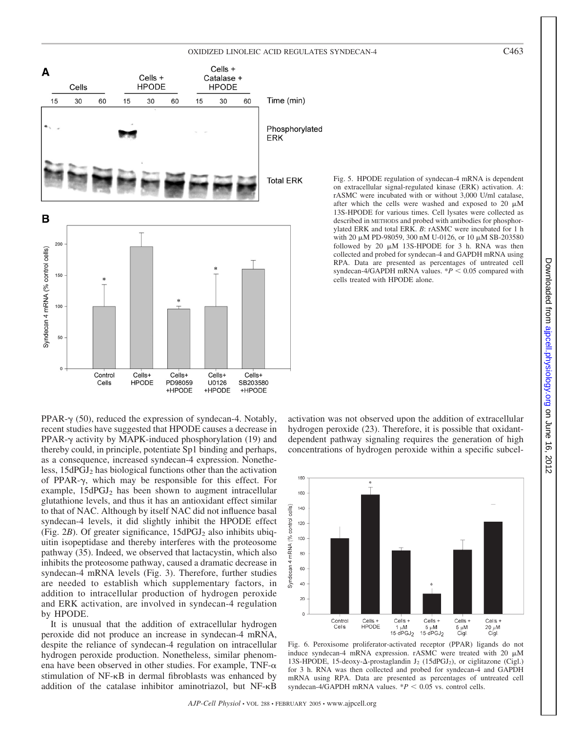Fig. 5. HPODE regulation of syndecan-4 mRNA is dependent on extracellular signal-regulated kinase (ERK) activation. *A*: rASMC were incubated with or without 3,000 U/ml catalase, after which the cells were washed and exposed to 20 μM 13S-HPODE for various times. Cell lysates were collected as described in METHODS and probed with antibodies for phosphorylated ERK and total ERK. *B*: rASMC were incubated for 1 h with 20 μM PD-98059, 300 nM U-0126, or 10 μM SB-203580 followed by 20 μM 13S-HPODE for 3 h. RNA was then collected and probed for syndecan-4 and GAPDH mRNA using RPA. Data are presented as percentages of untreated cell syndecan-4/GAPDH mRNA values. *$P < 0.05$ compared with cells treated with HPODE alone.

PPAR-γ (50), reduced the expression of syndecan-4. Notably, recent studies have suggested that HPODE causes a decrease in PPAR-γ activity by MAPK-induced phosphorylation (19) and thereby could, in principle, potentiate Sp1 binding and perhaps, as a consequence, increased syndecan-4 expression. Nonetheless, $15dPGJ_2$ has biological functions other than the activation of PPAR-γ, which may be responsible for this effect. For example, $15dPGJ_2$ has been shown to augment intracellular glutathione levels, and thus it has an antioxidant effect similar to that of NAC. Although by itself NAC did not influence basal syndecan-4 levels, it did slightly inhibit the HPODE effect (Fig. 2*B*). Of greater significance, $15dPGJ_2$ also inhibits ubiquitin isopeptidase and thereby interferes with the proteosome pathway (35). Indeed, we observed that lactacystin, which also inhibits the proteosome pathway, caused a dramatic decrease in syndecan-4 mRNA levels (Fig. 3). Therefore, further studies are needed to establish which supplementary factors, in addition to intracellular production of hydrogen peroxide and ERK activation, are involved in syndecan-4 regulation by HPODE.

It is unusual that the addition of extracellular hydrogen peroxide did not produce an increase in syndecan-4 mRNA, despite the reliance of syndecan-4 regulation on intracellular hydrogen peroxide production. Nonetheless, similar phenomena have been observed in other studies. For example, TNF-α stimulation of NF-κB in dermal fibroblasts was enhanced by addition of the catalase inhibitor aminotriazol, but NF-κB activation was not observed upon the addition of extracellular hydrogen peroxide (23). Therefore, it is possible that oxidant-dependent pathway signaling requires the generation of high concentrations of hydrogen peroxide within a specific subcel-

Fig. 6. Peroxisome proliferator-activated receptor (PPAR) ligands do not induce syndecan-4 mRNA expression. rASMC were treated with 20 μM 13S-HPODE, 15-deoxy-Δ-prostaglandin $J_2$ ($15dPGJ_2$), or ciglitazone (Cigl.) for 3 h. RNA was then collected and probed for syndecan-4 and GAPDH mRNA using RPA. Data are presented as percentages of untreated cell syndecan-4/GAPDH mRNA values. *$P < 0.05$ vs. control cells.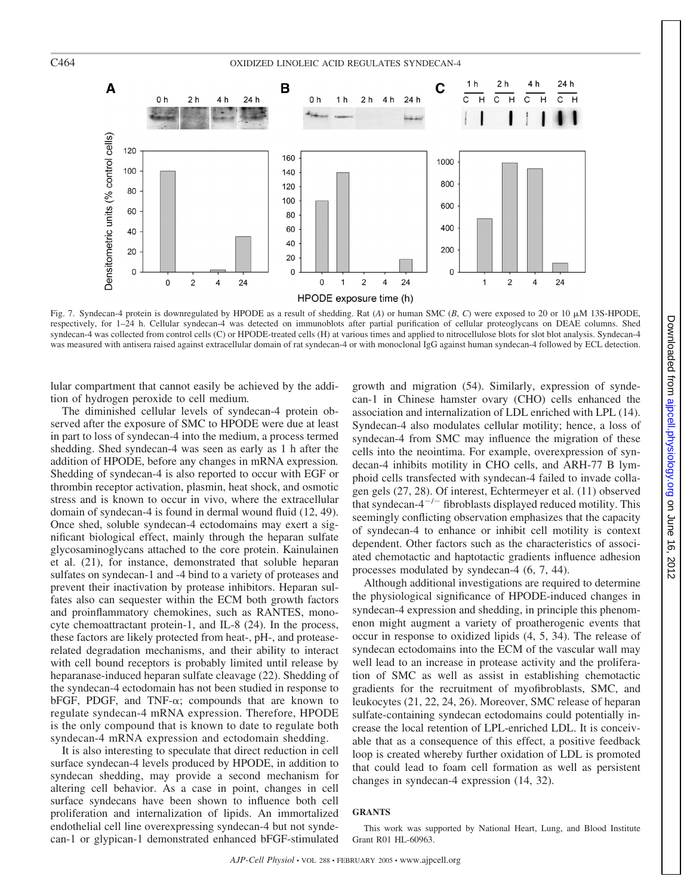Fig. 7. Syndecan-4 protein is downregulated by HPODE as a result of shedding. Rat (*A*) or human SMC (*B*, *C*) were exposed to 20 or 10 μM 13S-HPODE, respectively, for 1–24 h. Cellular syndecan-4 was detected on immunoblots after partial purification of cellular proteoglycans on DEAE columns. Shed syndecan-4 was collected from control cells (C) or HPODE-treated cells (H) at various times and applied to nitrocellulose blots for slot blot analysis. Syndecan-4 was measured with antisera raised against extracellular domain of rat syndecan-4 or with monoclonal IgG against human syndecan-4 followed by ECL detection.

lular compartment that cannot easily be achieved by the addition of hydrogen peroxide to cell medium.

The diminished cellular levels of syndecan-4 protein observed after the exposure of SMC to HPODE were due at least in part to loss of syndecan-4 into the medium, a process termed shedding. Shed syndecan-4 was seen as early as 1 h after the addition of HPODE, before any changes in mRNA expression. Shedding of syndecan-4 is also reported to occur with EGF or thrombin receptor activation, plasmin, heat shock, and osmotic stress and is known to occur in vivo, where the extracellular domain of syndecan-4 is found in dermal wound fluid (12, 49). Once shed, soluble syndecan-4 ectodomains may exert a significant biological effect, mainly through the heparan sulfate glycosaminoglycans attached to the core protein. Kainulainen et al. (21), for instance, demonstrated that soluble heparan sulfates on syndecan-1 and -4 bind to a variety of proteases and prevent their inactivation by protease inhibitors. Heparan sulfates also can sequester within the ECM both growth factors and proinflammatory chemokines, such as RANTES, monocyte chemoattractant protein-1, and IL-8 (24). In the process, these factors are likely protected from heat-, pH-, and protease-related degradation mechanisms, and their ability to interact with cell bound receptors is probably limited until release by heparanase-induced heparan sulfate cleavage (22). Shedding of the syndecan-4 ectodomain has not been studied in response to bFGF, PDGF, and TNF-α; compounds that are known to regulate syndecan-4 mRNA expression. Therefore, HPODE is the only compound that is known to date to regulate both syndecan-4 mRNA expression and ectodomain shedding.

It is also interesting to speculate that direct reduction in cell surface syndecan-4 levels produced by HPODE, in addition to syndecan shedding, may provide a second mechanism for altering cell behavior. As a case in point, changes in cell surface syndecans have been shown to influence both cell proliferation and internalization of lipids. An immortalized endothelial cell line overexpressing syndecan-4 but not syndecan-1 or glypican-1 demonstrated enhanced bFGF-stimulated growth and migration (54). Similarly, expression of syndecan-1 in Chinese hamster ovary (CHO) cells enhanced the association and internalization of LDL enriched with LPL (14). Syndecan-4 also modulates cellular motility; hence, a loss of syndecan-4 from SMC may influence the migration of these cells into the neointima. For example, overexpression of syndecan-4 inhibits motility in CHO cells, and ARH-77 B lymphoid cells transfected with syndecan-4 failed to invade collagen gels (27, 28). Of interest, Echtermeyer et al. (11) observed that syndecan-$4^{-/-}$ fibroblasts displayed reduced motility. This seemingly conflicting observation emphasizes that the capacity of syndecan-4 to enhance or inhibit cell motility is context dependent. Other factors such as the characteristics of associated chemotactic and haptotactic gradients influence adhesion processes modulated by syndecan-4 (6, 7, 44).

Although additional investigations are required to determine the physiological significance of HPODE-induced changes in syndecan-4 expression and shedding, in principle this phenomenon might augment a variety of proatherogenic events that occur in response to oxidized lipids (4, 5, 34). The release of syndecan ectodomains into the ECM of the vascular wall may well lead to an increase in protease activity and the proliferation of SMC as well as assist in establishing chemotactic gradients for the recruitment of myofibroblasts, SMC, and leukocytes (21, 22, 24, 26). Moreover, SMC release of heparan sulfate-containing syndecan ectodomains could potentially increase the local retention of LPL-enriched LDL. It is conceivable that as a consequence of this effect, a positive feedback loop is created whereby further oxidation of LDL is promoted that could lead to foam cell formation as well as persistent changes in syndecan-4 expression (14, 32).

## GRANTS

This work was supported by National Heart, Lung, and Blood Institute Grant R01 HL-60963.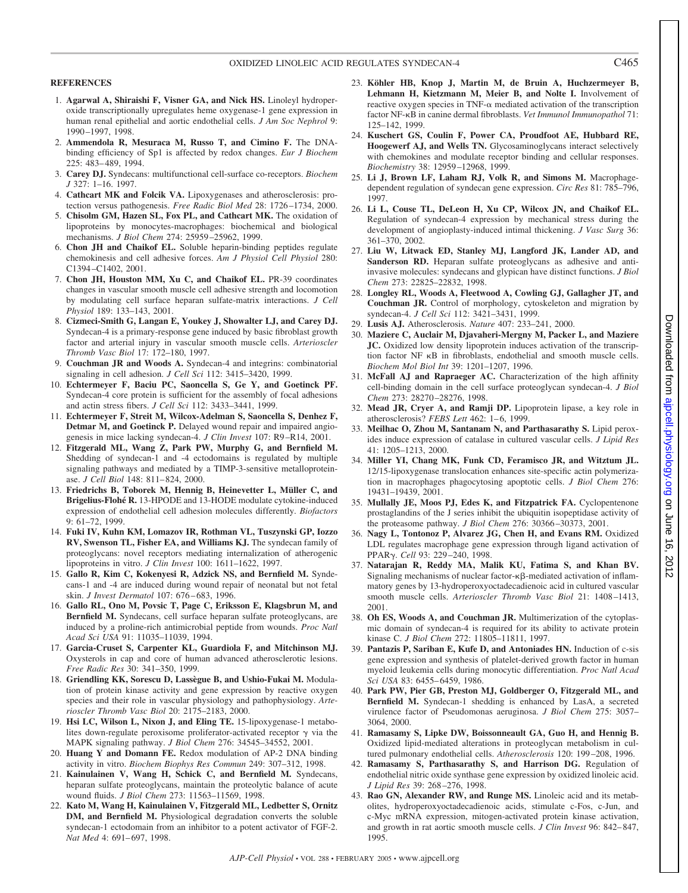## REFERENCES

1. **Agarwal A, Shiraishi F, Visner GA, and Nick HS.** Linoleyl hydroperoxide transcriptionally upregulates heme oxygenase-1 gene expression in human renal epithelial and aortic endothelial cells. *J Am Soc Nephrol* 9: 1990–1997, 1998.
2. **Ammendola R, Mesuraca M, Russo T, and Cimino F.** The DNA-binding efficiency of Sp1 is affected by redox changes. *Eur J Biochem* 225: 483–489, 1994.
3. **Carey DJ.** Syndecans: multifunctional cell-surface co-receptors. *Biochem J* 327: 1–16. 1997.
4. **Cathcart MK and Folcik VA.** Lipoxygenases and atherosclerosis: protection versus pathogenesis. *Free Radic Biol Med* 28: 1726–1734, 2000.
5. **Chisolm GM, Hazen SL, Fox PL, and Cathcart MK.** The oxidation of lipoproteins by monocytes-macrophages: biochemical and biological mechanisms. *J Biol Chem* 274: 25959–25962, 1999.
6. **Chon JH and Chaikof EL.** Soluble heparin-binding peptides regulate chemokinesis and cell adhesive forces. *Am J Physiol Cell Physiol* 280: C1394–C1402, 2001.
7. **Chon JH, Houston MM, Xu C, and Chaikof EL.** PR-39 coordinates changes in vascular smooth muscle cell adhesive strength and locomotion by modulating cell surface heparan sulfate-matrix interactions. *J Cell Physiol* 189: 133–143, 2001.
8. **Cizmeci-Smith G, Langan E, Youkey J, Showalter LJ, and Carey DJ.** Syndecan-4 is a primary-response gene induced by basic fibroblast growth factor and arterial injury in vascular smooth muscle cells. *Arterioscler Thromb Vasc Biol* 17: 172–180, 1997.
9. **Couchman JR and Woods A.** Syndecan-4 and integrins: combinatorial signaling in cell adhesion. *J Cell Sci* 112: 3415–3420, 1999.
10. **Echtermeyer F, Baciu PC, Saoncella S, Ge Y, and Goetinck PF.** Syndecan-4 core protein is sufficient for the assembly of focal adhesions and actin stress fibers. *J Cell Sci* 112: 3433–3441, 1999.
11. **Echtermeyer F, Streit M, Wilcox-Adelman S, Saoncella S, Denhez F, Detmar M, and Goetinck P.** Delayed wound repair and impaired angiogenesis in mice lacking syndecan-4. *J Clin Invest* 107: R9–R14, 2001.
12. **Fitzgerald ML, Wang Z, Park PW, Murphy G, and Bernfield M.** Shedding of syndecan-1 and -4 ectodomains is regulated by multiple signaling pathways and mediated by a TIMP-3-sensitive metalloproteinase. *J Cell Biol* 148: 811–824, 2000.
13. **Friedrichs B, Toborek M, Hennig B, Heinevetter L, Müller C, and Brigelius-Flohé R.** 13-HPODE and 13-HODE modulate cytokine-induced expression of endothelial cell adhesion molecules differently. *Biofactors* 9: 61–72, 1999.
14. **Fuki IV, Kuhn KM, Lomazov IR, Rothman VL, Tuszynski GP, Iozzo RV, Swenson TL, Fisher EA, and Williams KJ.** The syndecan family of proteoglycans: novel receptors mediating internalization of atherogenic lipoproteins in vitro. *J Clin Invest* 100: 1611–1622, 1997.
15. **Gallo R, Kim C, Kokenyesi R, Adzick NS, and Bernfield M.** Syndecans-1 and -4 are induced during wound repair of neonatal but not fetal skin. *J Invest Dermatol* 107: 676–683, 1996.
16. **Gallo RL, Ono M, Povsic T, Page C, Eriksson E, Klagsbrun M, and Bernfield M.** Syndecans, cell surface heparan sulfate proteoglycans, are induced by a proline-rich antimicrobial peptide from wounds. *Proc Natl Acad Sci USA* 91: 11035–11039, 1994.
17. **Garcia-Cruset S, Carpenter KL, Guardiola F, and Mitchinson MJ.** Oxysterols in cap and core of human advanced atherosclerotic lesions. *Free Radic Res* 30: 341–350, 1999.
18. **Griendling KK, Sorescu D, Lassègue B, and Ushio-Fukai M.** Modulation of protein kinase activity and gene expression by reactive oxygen species and their role in vascular physiology and pathophysiology. *Arterioscler Thromb Vasc Biol* 20: 2175–2183, 2000.
19. **Hsi LC, Wilson L, Nixon J, and Eling TE.** 15-lipoxygenase-1 metabolites down-regulate peroxisome proliferator-activated receptor γ via the MAPK signaling pathway. *J Biol Chem* 276: 34545–34552, 2001.
20. **Huang Y and Domann FE.** Redox modulation of AP-2 DNA binding activity in vitro. *Biochem Biophys Res Commun* 249: 307–312, 1998.
21. **Kainulainen V, Wang H, Schick C, and Bernfield M.** Syndecans, heparan sulfate proteoglycans, maintain the proteolytic balance of acute wound fluids. *J Biol Chem* 273: 11563–11569, 1998.
22. **Kato M, Wang H, Kainulainen V, Fitzgerald ML, Ledbetter S, Ornitz DM, and Bernfield M.** Physiological degradation converts the soluble syndecan-1 ectodomain from an inhibitor to a potent activator of FGF-2. *Nat Med* 4: 691–697, 1998.
23. **Köhler HB, Knop J, Martin M, de Bruin A, Huchzermeyer B, Lehmann H, Kietzmann M, Meier B, and Nolte I.** Involvement of reactive oxygen species in TNF-α mediated activation of the transcription factor NF-κB in canine dermal fibroblasts. *Vet Immunol Immunopathol* 71: 125–142, 1999.
24. **Kuschert GS, Coulin F, Power CA, Proudfoot AE, Hubbard RE, Hoogewerf AJ, and Wells TN.** Glycosaminoglycans interact selectively with chemokines and modulate receptor binding and cellular responses. *Biochemistry* 38: 12959–12968, 1999.
25. **Li J, Brown LF, Laham RJ, Volk R, and Simons M.** Macrophage-dependent regulation of syndecan gene expression. *Circ Res* 81: 785–796, 1997.
26. **Li L, Couse TL, DeLeon H, Xu CP, Wilcox JN, and Chaikof EL.** Regulation of syndecan-4 expression by mechanical stress during the development of angioplasty-induced intimal thickening. *J Vasc Surg* 36: 361–370, 2002.
27. **Liu W, Litwack ED, Stanley MJ, Langford JK, Lander AD, and Sanderson RD.** Heparan sulfate proteoglycans as adhesive and anti-invasive molecules: syndecans and glypican have distinct functions. *J Biol Chem* 273: 22825–22832, 1998.
28. **Longley RL, Woods A, Fleetwood A, Cowling GJ, Gallagher JT, and Couchman JR.** Control of morphology, cytoskeleton and migration by syndecan-4. *J Cell Sci* 112: 3421–3431, 1999.
29. **Lusis AJ.** Atherosclerosis. *Nature* 407: 233–241, 2000.
30. **Maziere C, Auclair M, Djavaheri-Mergny M, Packer L, and Maziere JC.** Oxidized low density lipoprotein induces activation of the transcription factor NF κB in fibroblasts, endothelial and smooth muscle cells. *Biochem Mol Biol Int* 39: 1201–1207, 1996.
31. **McFall AJ and Rapraeger AC.** Characterization of the high affinity cell-binding domain in the cell surface proteoglycan syndecan-4. *J Biol Chem* 273: 28270–28276, 1998.
32. **Mead JR, Cryer A, and Ramji DP.** Lipoprotein lipase, a key role in atherosclerosis? *FEBS Lett* 462: 1–6, 1999.
33. **Meilhac O, Zhou M, Santanam N, and Parthasarathy S.** Lipid peroxides induce expression of catalase in cultured vascular cells. *J Lipid Res* 41: 1205–1213, 2000.
34. **Miller YI, Chang MK, Funk CD, Feramisco JR, and Witztum JL.** 12/15-lipoxygenase translocation enhances site-specific actin polymerization in macrophages phagocytosing apoptotic cells. *J Biol Chem* 276: 19431–19439, 2001.
35. **Mullally JE, Moos PJ, Edes K, and Fitzpatrick FA.** Cyclopentenone prostaglandins of the J series inhibit the ubiquitin isopeptidase activity of the proteasome pathway. *J Biol Chem* 276: 30366–30373, 2001.
36. **Nagy L, Tontonoz P, Alvarez JG, Chen H, and Evans RM.** Oxidized LDL regulates macrophage gene expression through ligand activation of PPARγ. *Cell* 93: 229–240, 1998.
37. **Natarajan R, Reddy MA, Malik KU, Fatima S, and Khan BV.** Signaling mechanisms of nuclear factor-κβ-mediated activation of inflammatory genes by 13-hydroperoxyoctadecadienoic acid in cultured vascular smooth muscle cells. *Arterioscler Thromb Vasc Biol* 21: 1408–1413, 2001.
38. **Oh ES, Woods A, and Couchman JR.** Multimerization of the cytoplasmic domain of syndecan-4 is required for its ability to activate protein kinase C. *J Biol Chem* 272: 11805–11811, 1997.
39. **Pantazis P, Sariban E, Kufe D, and Antoniades HN.** Induction of c-sis gene expression and synthesis of platelet-derived growth factor in human myeloid leukemia cells during monocytic differentiation. *Proc Natl Acad Sci USA* 83: 6455–6459, 1986.
40. **Park PW, Pier GB, Preston MJ, Goldberger O, Fitzgerald ML, and Bernfield M.** Syndecan-1 shedding is enhanced by LasA, a secreted virulence factor of Pseudomonas aeruginosa. *J Biol Chem* 275: 3057–3064, 2000.
41. **Ramasamy S, Lipke DW, Boissonneault GA, Guo H, and Hennig B.** Oxidized lipid-mediated alterations in proteoglycan metabolism in cultured pulmonary endothelial cells. *Atherosclerosis* 120: 199–208, 1996.
42. **Ramasamy S, Parthasarathy S, and Harrison DG.** Regulation of endothelial nitric oxide synthase gene expression by oxidized linoleic acid. *J Lipid Res* 39: 268–276, 1998.
43. **Rao GN, Alexander RW, and Runge MS.** Linoleic acid and its metabolites, hydroperoxyoctadecadienoic acids, stimulate c-Fos, c-Jun, and c-Myc mRNA expression, mitogen-activated protein kinase activation, and growth in rat aortic smooth muscle cells. *J Clin Invest* 96: 842–847, 1995.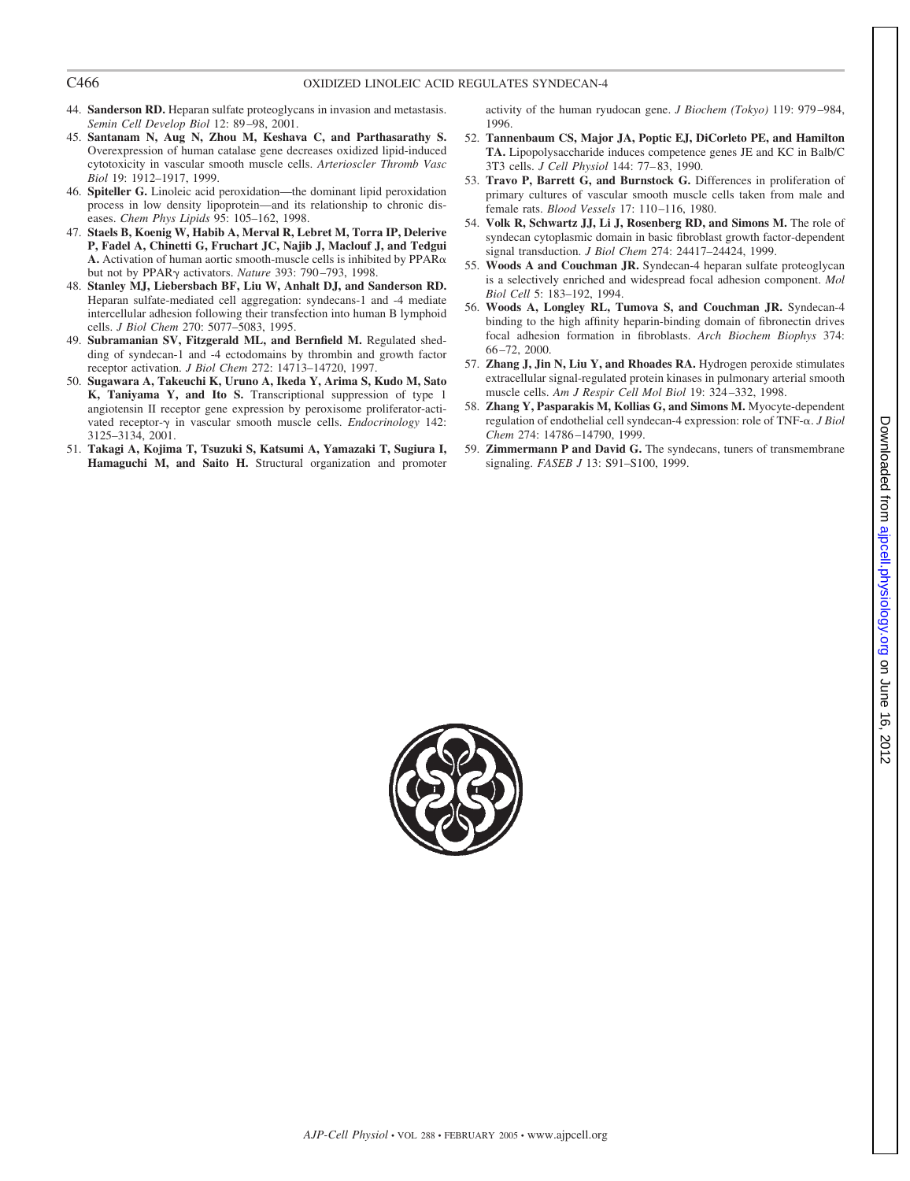44. **Sanderson RD.** Heparan sulfate proteoglycans in invasion and metastasis. *Semin Cell Develop Biol* 12: 89–98, 2001.
45. **Santanam N, Aug N, Zhou M, Keshava C, and Parthasarathy S.** Overexpression of human catalase gene decreases oxidized lipid-induced cytotoxicity in vascular smooth muscle cells. *Arterioscler Thromb Vasc Biol* 19: 1912–1917, 1999.
46. **Spiteller G.** Linoleic acid peroxidation—the dominant lipid peroxidation process in low density lipoprotein—and its relationship to chronic diseases. *Chem Phys Lipids* 95: 105–162, 1998.
47. **Staels B, Koenig W, Habib A, Merval R, Lebret M, Torra IP, Delerive P, Fadel A, Chinetti G, Fruchart JC, Najib J, Maclouf J, and Tedgui A.** Activation of human aortic smooth-muscle cells is inhibited by PPARα but not by PPARγ activators. *Nature* 393: 790–793, 1998.
48. **Stanley MJ, Liebersbach BF, Liu W, Anhalt DJ, and Sanderson RD.** Heparan sulfate-mediated cell aggregation: syndecans-1 and -4 mediate intercellular adhesion following their transfection into human B lymphoid cells. *J Biol Chem* 270: 5077–5083, 1995.
49. **Subramanian SV, Fitzgerald ML, and Bernfield M.** Regulated shedding of syndecan-1 and -4 ectodomains by thrombin and growth factor receptor activation. *J Biol Chem* 272: 14713–14720, 1997.
50. **Sugawara A, Takeuchi K, Uruno A, Ikeda Y, Arima S, Kudo M, Sato K, Taniyama Y, and Ito S.** Transcriptional suppression of type 1 angiotensin II receptor gene expression by peroxisome proliferator-activated receptor-γ in vascular smooth muscle cells. *Endocrinology* 142: 3125–3134, 2001.
51. **Takagi A, Kojima T, Tsuzuki S, Katsumi A, Yamazaki T, Sugiura I, Hamaguchi M, and Saito H.** Structural organization and promoter activity of the human ryudocan gene. *J Biochem (Tokyo)* 119: 979–984, 1996.
52. **Tannenbaum CS, Major JA, Poptic EJ, DiCorleto PE, and Hamilton TA.** Lipopolysaccharide induces competence genes JE and KC in Balb/C 3T3 cells. *J Cell Physiol* 144: 77–83, 1990.
53. **Travo P, Barrett G, and Burnstock G.** Differences in proliferation of primary cultures of vascular smooth muscle cells taken from male and female rats. *Blood Vessels* 17: 110–116, 1980.
54. **Volk R, Schwartz JJ, Li J, Rosenberg RD, and Simons M.** The role of syndecan cytoplasmic domain in basic fibroblast growth factor-dependent signal transduction. *J Biol Chem* 274: 24417–24424, 1999.
55. **Woods A and Couchman JR.** Syndecan-4 heparan sulfate proteoglycan is a selectively enriched and widespread focal adhesion component. *Mol Biol Cell* 5: 183–192, 1994.
56. **Woods A, Longley RL, Tumova S, and Couchman JR.** Syndecan-4 binding to the high affinity heparin-binding domain of fibronectin drives focal adhesion formation in fibroblasts. *Arch Biochem Biophys* 374: 66–72, 2000.
57. **Zhang J, Jin N, Liu Y, and Rhoades RA.** Hydrogen peroxide stimulates extracellular signal-regulated protein kinases in pulmonary arterial smooth muscle cells. *Am J Respir Cell Mol Biol* 19: 324–332, 1998.
58. **Zhang Y, Pasparakis M, Kollias G, and Simons M.** Myocyte-dependent regulation of endothelial cell syndecan-4 expression: role of TNF-α. *J Biol Chem* 274: 14786–14790, 1999.
59. **Zimmermann P and David G.** The syndecans, tuners of transmembrane signaling. *FASEB J* 13: S91–S100, 1999.